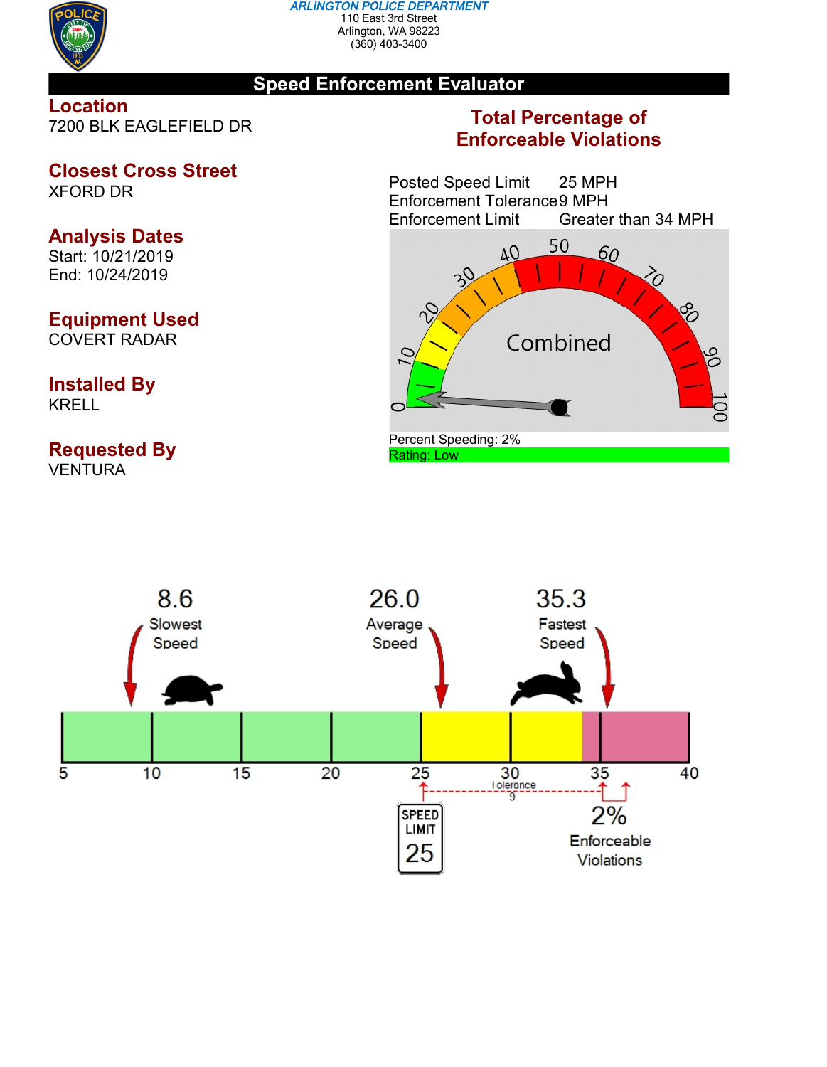*ARLINGTON POLICE DEPARTMENT*
110 East 3rd Street
Arlington, WA 98223
(360) 403-3400

# Speed Enforcement Evaluator

## Location
7200 BLK EAGLEFIELD DR

## Closest Cross Street
XFORD DR

## Analysis Dates
Start: 10/21/2019
End: 10/24/2019

## Equipment Used
COVERT RADAR

## Installed By
KRELL

## Requested By
VENTURA

## Total Percentage of Enforceable Violations

| | |
|---|---|
| Posted Speed Limit | 25 MPH |
| Enforcement Tolerance | 9 MPH |
| Enforcement Limit | Greater than 34 MPH |

Combined

Percent Speeding: 2%
Rating: Low

| Slowest Speed | Average Speed | Fastest Speed |
|---|---|---|
| 8.6 | 26.0 | 35.3 |

SPEED LIMIT 25

Tolerance 9

2% Enforceable Violations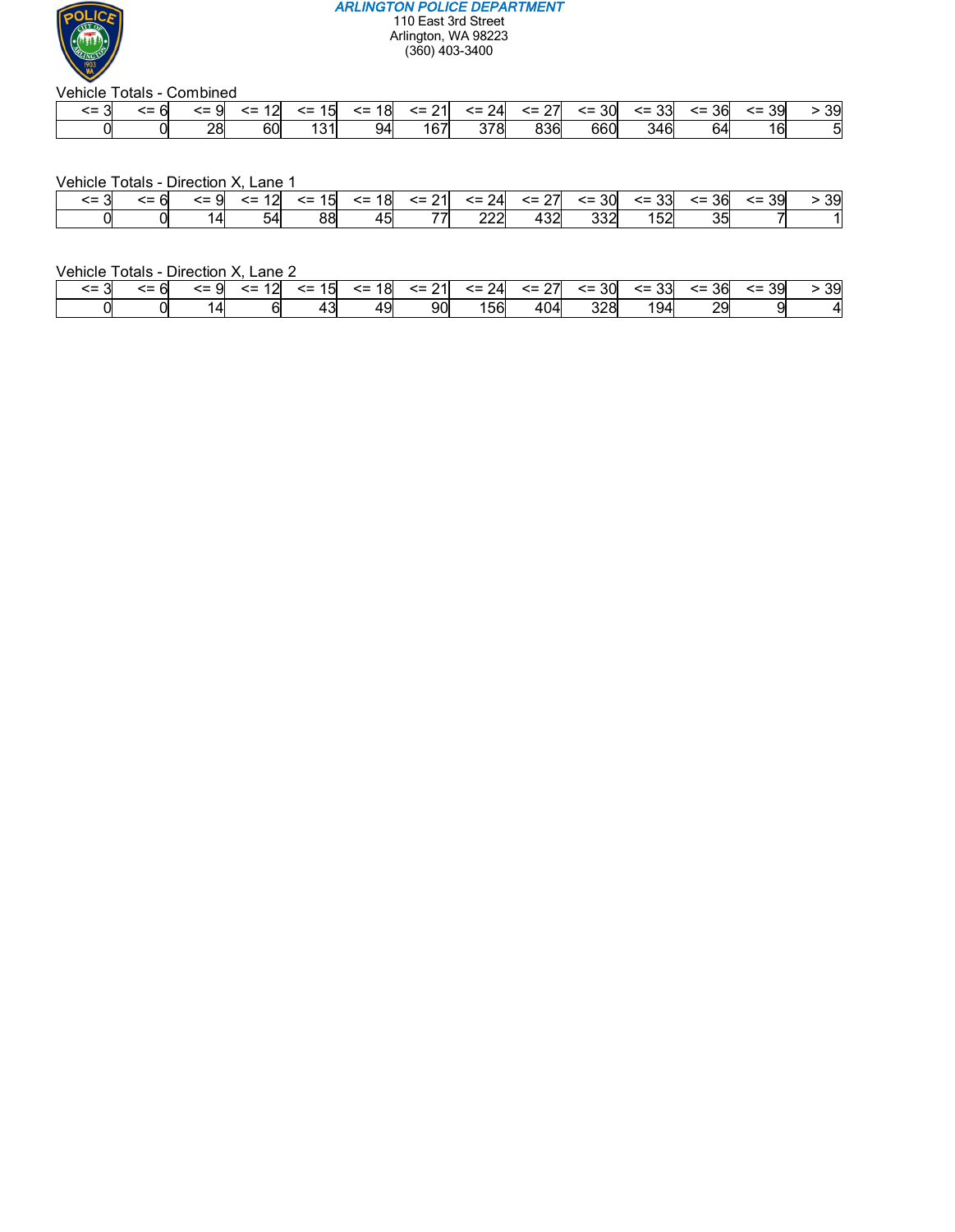**ARLINGTON POLICE DEPARTMENT**
110 East 3rd Street
Arlington, WA 98223
(360) 403-3400

Vehicle Totals - Combined

| <= 3 | <= 6 | <= 9 | <= 12 | <= 15 | <= 18 | <= 21 | <= 24 | <= 27 | <= 30 | <= 33 | <= 36 | <= 39 | > 39 |
|---|---|---|---|---|---|---|---|---|---|---|---|---|---|
| 0 | 0 | 28 | 60 | 131 | 94 | 167 | 378 | 836 | 660 | 346 | 64 | 16 | 5 |

Vehicle Totals - Direction X, Lane 1

| <= 3 | <= 6 | <= 9 | <= 12 | <= 15 | <= 18 | <= 21 | <= 24 | <= 27 | <= 30 | <= 33 | <= 36 | <= 39 | > 39 |
|---|---|---|---|---|---|---|---|---|---|---|---|---|---|
| 0 | 0 | 14 | 54 | 88 | 45 | 77 | 222 | 432 | 332 | 152 | 35 | 7 | 1 |

Vehicle Totals - Direction X, Lane 2

| <= 3 | <= 6 | <= 9 | <= 12 | <= 15 | <= 18 | <= 21 | <= 24 | <= 27 | <= 30 | <= 33 | <= 36 | <= 39 | > 39 |
|---|---|---|---|---|---|---|---|---|---|---|---|---|---|
| 0 | 0 | 14 | 6 | 43 | 49 | 90 | 156 | 404 | 328 | 194 | 29 | 9 | 4 |